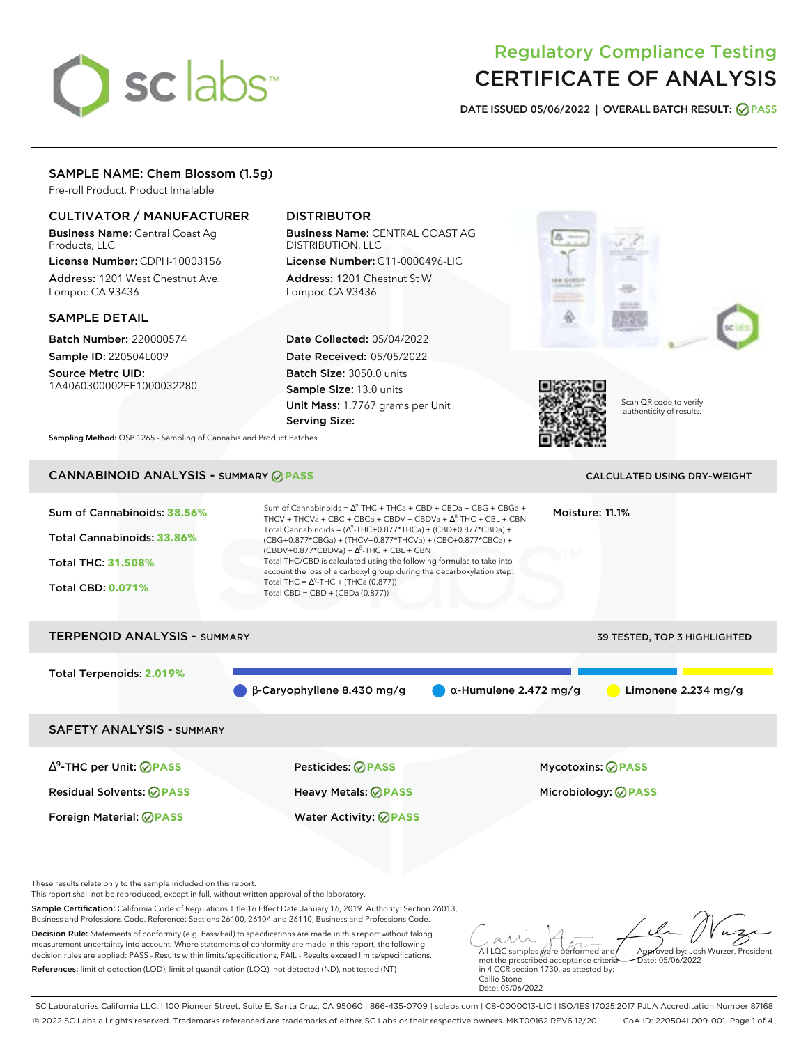# Regulatory Compliance Testing
# CERTIFICATE OF ANALYSIS

**DATE ISSUED 05/06/2022 | OVERALL BATCH RESULT: PASS**

## SAMPLE NAME: Chem Blossom (1.5g)

Pre-roll Product, Product Inhalable

### CULTIVATOR / MANUFACTURER

**Business Name:** Central Coast Ag Products, LLC
**License Number:** CDPH-10003156
**Address:** 1201 West Chestnut Ave. Lompoc CA 93436

### DISTRIBUTOR

**Business Name:** CENTRAL COAST AG DISTRIBUTION, LLC
**License Number:** C11-0000496-LIC
**Address:** 1201 Chestnut St W Lompoc CA 93436

### SAMPLE DETAIL

**Batch Number:** 220000574
**Sample ID:** 220504L009
**Source Metrc UID:** 1A4060300002EE1000032280

**Date Collected:** 05/04/2022
**Date Received:** 05/05/2022
**Batch Size:** 3050.0 units
**Sample Size:** 13.0 units
**Unit Mass:** 1.7767 grams per Unit
**Serving Size:**

Scan QR code to verify authenticity of results.

**Sampling Method:** QSP 1265 - Sampling of Cannabis and Product Batches

## CANNABINOID ANALYSIS - SUMMARY PASS

CALCULATED USING DRY-WEIGHT

**Sum of Cannabinoids: 38.56%**
**Total Cannabinoids: 33.86%**
**Total THC: 31.508%**
**Total CBD: 0.071%**

Sum of Cannabinoids = $\Delta^9$-THC + THCa + CBD + CBDa + CBG + CBGa + THCV + THCVa + CBC + CBCa + CBDV + CBDVa + $\Delta^8$-THC + CBL + CBN
Total Cannabinoids = ($\Delta^9$-THC+0.877*THCa) + (CBD+0.877*CBDa) + (CBG+0.877*CBGa) + (THCV+0.877*THCVa) + (CBC+0.877*CBCa) + (CBDV+0.877*CBDVa) + $\Delta^8$-THC + CBL + CBN
Total THC/CBD is calculated using the following formulas to take into account the loss of a carboxyl group during the decarboxylation step:
Total THC = $\Delta^9$-THC + (THCa (0.877))
Total CBD = CBD + (CBDa (0.877))

**Moisture:** 11.1%

## TERPENOID ANALYSIS - SUMMARY

39 TESTED, TOP 3 HIGHLIGHTED

**Total Terpenoids: 2.019%**

- β-Caryophyllene 8.430 mg/g
- α-Humulene 2.472 mg/g
- Limonene 2.234 mg/g

## SAFETY ANALYSIS - SUMMARY

| | | |
|---|---|---|
| $\Delta^9$-THC per Unit: PASS | Pesticides: PASS | Mycotoxins: PASS |
| Residual Solvents: PASS | Heavy Metals: PASS | Microbiology: PASS |
| Foreign Material: PASS | Water Activity: PASS | |

These results relate only to the sample included on this report.
This report shall not be reproduced, except in full, without written approval of the laboratory.

**Sample Certification:** California Code of Regulations Title 16 Effect Date January 16, 2019. Authority: Section 26013, Business and Professions Code. Reference: Sections 26100, 26104 and 26110, Business and Professions Code.

**Decision Rule:** Statements of conformity (e.g. Pass/Fail) to specifications are made in this report without taking measurement uncertainty into account. Where statements of conformity are made in this report, the following decision rules are applied: PASS - Results within limits/specifications, FAIL - Results exceed limits/specifications.

**References:** limit of detection (LOD), limit of quantification (LOQ), not detected (ND), not tested (NT)

All LQC samples were performed and met the prescribed acceptance criteria in 4 CCR section 1730, as attested by: Callie Stone
Date: 05/06/2022

Approved by: Josh Wurzer, President
Date: 05/06/2022

SC Laboratories California LLC. | 100 Pioneer Street, Suite E, Santa Cruz, CA 95060 | 866-435-0709 | sclabs.com | C8-0000013-LIC | ISO/IES 17025:2017 PJLA Accreditation Number 87168
© 2022 SC Labs all rights reserved. Trademarks referenced are trademarks of either SC Labs or their respective owners. MKT00162 REV6 12/20 CoA ID: 220504L009-001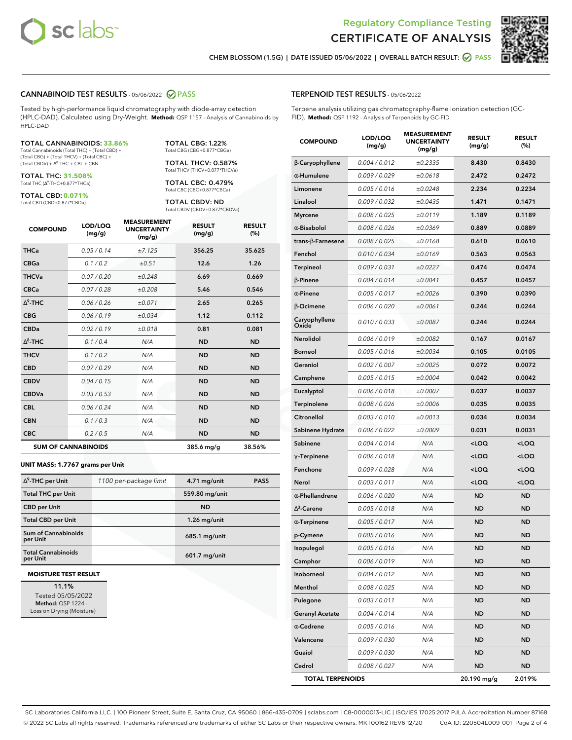Regulatory Compliance Testing
# CERTIFICATE OF ANALYSIS

CHEM BLOSSOM (1.5G) | DATE ISSUED 05/06/2022 | OVERALL BATCH RESULT: PASS

## CANNABINOID TEST RESULTS - 05/06/2022 PASS

Tested by high-performance liquid chromatography with diode-array detection (HPLC-DAD). Calculated using Dry-Weight. **Method:** QSP 1157 - Analysis of Cannabinoids by HPLC-DAD

**TOTAL CANNABINOIDS: 33.86%**
Total Cannabinoids (Total THC) + (Total CBD) + (Total CBG) + (Total THCV) + (Total CBC) + (Total CBDV) + $\Delta^8$-THC + CBL + CBN

**TOTAL THC: 31.508%**
Total THC ($\Delta^9$-THC+0.877*THCa)

**TOTAL CBD: 0.071%**
Total CBD (CBD+0.877*CBDa)

**TOTAL CBG: 1.22%**
Total CBG (CBG+0.877*CBGa)

**TOTAL THCV: 0.587%**
Total THCV (THCV+0.877*THCVa)

**TOTAL CBC: 0.479%**
Total CBC (CBC+0.877*CBCa)

**TOTAL CBDV: ND**
Total CBDV (CBDV+0.877*CBDVa)

| COMPOUND | LOD/LOQ (mg/g) | MEASUREMENT UNCERTAINTY (mg/g) | RESULT (mg/g) | RESULT (%) |
|---|---|---|---|---|
| THCa | 0.05 / 0.14 | ±7.125 | 356.25 | 35.625 |
| CBGa | 0.1 / 0.2 | ±0.51 | 12.6 | 1.26 |
| THCVa | 0.07 / 0.20 | ±0.248 | 6.69 | 0.669 |
| CBCa | 0.07 / 0.28 | ±0.208 | 5.46 | 0.546 |
| $\Delta^9$-THC | 0.06 / 0.26 | ±0.071 | 2.65 | 0.265 |
| CBG | 0.06 / 0.19 | ±0.034 | 1.12 | 0.112 |
| CBDa | 0.02 / 0.19 | ±0.018 | 0.81 | 0.081 |
| $\Delta^8$-THC | 0.1 / 0.4 | N/A | ND | ND |
| THCV | 0.1 / 0.2 | N/A | ND | ND |
| CBD | 0.07 / 0.29 | N/A | ND | ND |
| CBDV | 0.04 / 0.15 | N/A | ND | ND |
| CBDVa | 0.03 / 0.53 | N/A | ND | ND |
| CBL | 0.06 / 0.24 | N/A | ND | ND |
| CBN | 0.1 / 0.3 | N/A | ND | ND |
| CBC | 0.2 / 0.5 | N/A | ND | ND |
| **SUM OF CANNABINOIDS** | | | 385.6 mg/g | 38.56% |

**UNIT MASS: 1.7767 grams per Unit**

| | | | |
|---|---|---|---|
| $\Delta^9$-THC per Unit | 1100 per-package limit | 4.71 mg/unit | PASS |
| Total THC per Unit | | 559.80 mg/unit | |
| CBD per Unit | | ND | |
| Total CBD per Unit | | 1.26 mg/unit | |
| Sum of Cannabinoids per Unit | | 685.1 mg/unit | |
| Total Cannabinoids per Unit | | 601.7 mg/unit | |

**MOISTURE TEST RESULT**

11.1%
Tested 05/05/2022
**Method:** QSP 1224 - Loss on Drying (Moisture)

## TERPENOID TEST RESULTS - 05/06/2022

Terpene analysis utilizing gas chromatography-flame ionization detection (GC-FID). **Method:** QSP 1192 - Analysis of Terpenoids by GC-FID

| COMPOUND | LOD/LOQ (mg/g) | MEASUREMENT UNCERTAINTY (mg/g) | RESULT (mg/g) | RESULT (%) |
|---|---|---|---|---|
| β-Caryophyllene | 0.004 / 0.012 | ±0.2335 | 8.430 | 0.8430 |
| α-Humulene | 0.009 / 0.029 | ±0.0618 | 2.472 | 0.2472 |
| Limonene | 0.005 / 0.016 | ±0.0248 | 2.234 | 0.2234 |
| Linalool | 0.009 / 0.032 | ±0.0435 | 1.471 | 0.1471 |
| Myrcene | 0.008 / 0.025 | ±0.0119 | 1.189 | 0.1189 |
| α-Bisabolol | 0.008 / 0.026 | ±0.0369 | 0.889 | 0.0889 |
| trans-β-Farnesene | 0.008 / 0.025 | ±0.0168 | 0.610 | 0.0610 |
| Fenchol | 0.010 / 0.034 | ±0.0169 | 0.563 | 0.0563 |
| Terpineol | 0.009 / 0.031 | ±0.0227 | 0.474 | 0.0474 |
| β-Pinene | 0.004 / 0.014 | ±0.0041 | 0.457 | 0.0457 |
| α-Pinene | 0.005 / 0.017 | ±0.0026 | 0.390 | 0.0390 |
| β-Ocimene | 0.006 / 0.020 | ±0.0061 | 0.244 | 0.0244 |
| Caryophyllene Oxide | 0.010 / 0.033 | ±0.0087 | 0.244 | 0.0244 |
| Nerolidol | 0.006 / 0.019 | ±0.0082 | 0.167 | 0.0167 |
| Borneol | 0.005 / 0.016 | ±0.0034 | 0.105 | 0.0105 |
| Geraniol | 0.002 / 0.007 | ±0.0025 | 0.072 | 0.0072 |
| Camphene | 0.005 / 0.015 | ±0.0004 | 0.042 | 0.0042 |
| Eucalyptol | 0.006 / 0.018 | ±0.0007 | 0.037 | 0.0037 |
| Terpinolene | 0.008 / 0.026 | ±0.0006 | 0.035 | 0.0035 |
| Citronellol | 0.003 / 0.010 | ±0.0013 | 0.034 | 0.0034 |
| Sabinene Hydrate | 0.006 / 0.022 | ±0.0009 | 0.031 | 0.0031 |
| Sabinene | 0.004 / 0.014 | N/A | <LOQ | <LOQ |
| γ-Terpinene | 0.006 / 0.018 | N/A | <LOQ | <LOQ |
| Fenchone | 0.009 / 0.028 | N/A | <LOQ | <LOQ |
| Nerol | 0.003 / 0.011 | N/A | <LOQ | <LOQ |
| α-Phellandrene | 0.006 / 0.020 | N/A | ND | ND |
| $\Delta^3$-Carene | 0.005 / 0.018 | N/A | ND | ND |
| α-Terpinene | 0.005 / 0.017 | N/A | ND | ND |
| p-Cymene | 0.005 / 0.016 | N/A | ND | ND |
| Isopulegol | 0.005 / 0.016 | N/A | ND | ND |
| Camphor | 0.006 / 0.019 | N/A | ND | ND |
| Isoborneol | 0.004 / 0.012 | N/A | ND | ND |
| Menthol | 0.008 / 0.025 | N/A | ND | ND |
| Pulegone | 0.003 / 0.011 | N/A | ND | ND |
| Geranyl Acetate | 0.004 / 0.014 | N/A | ND | ND |
| α-Cedrene | 0.005 / 0.016 | N/A | ND | ND |
| Valencene | 0.009 / 0.030 | N/A | ND | ND |
| Guaiol | 0.009 / 0.030 | N/A | ND | ND |
| Cedrol | 0.008 / 0.027 | N/A | ND | ND |
| **TOTAL TERPENOIDS** | | | 20.190 mg/g | 2.019% |

SC Laboratories California LLC. | 100 Pioneer Street, Suite E, Santa Cruz, CA 95060 | 866-435-0709 | sclabs.com | C8-0000013-LIC | ISO/IES 17025:2017 PJLA Accreditation Number 87168
© 2022 SC Labs all rights reserved. Trademarks referenced are trademarks of either SC Labs or their respective owners. MKT00162 REV6 12/20 CoA ID: 220504L009-001